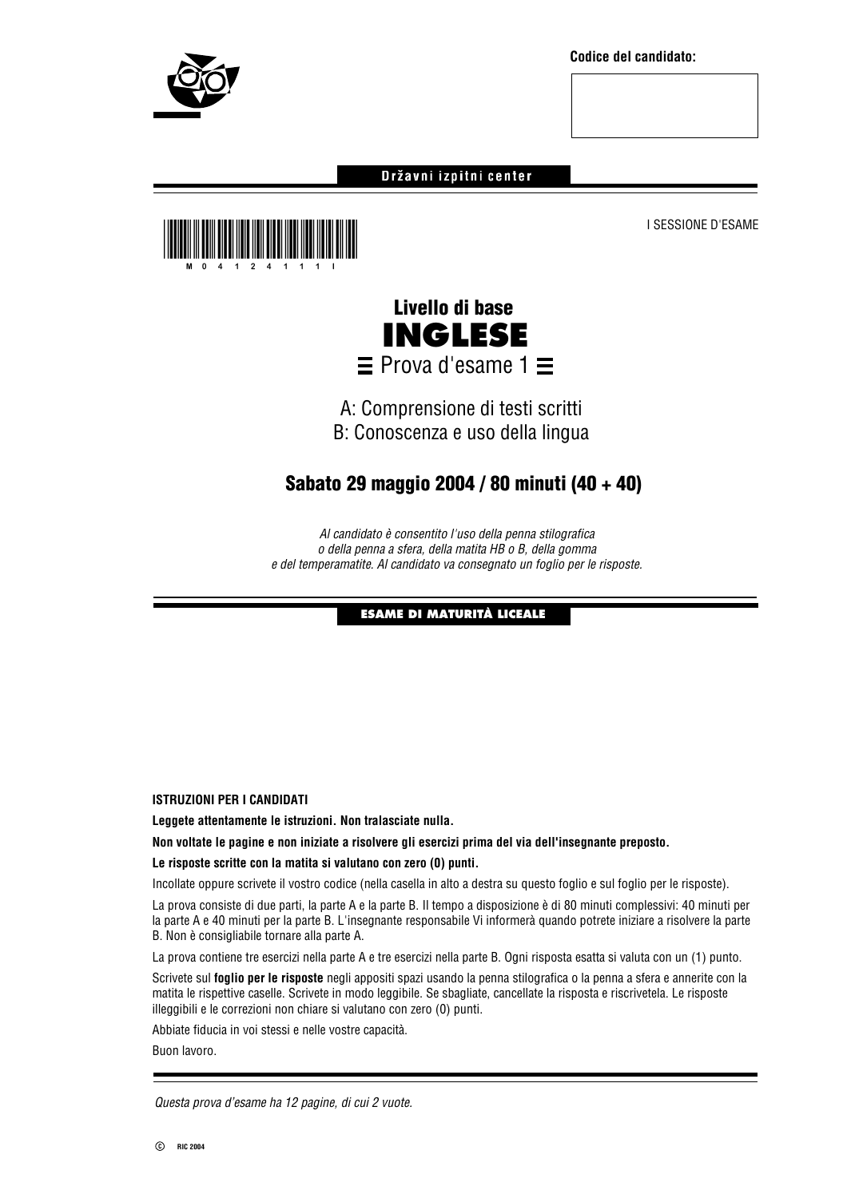**Codice del candidato:**

**Državni izpitni center**

M 0 4 1 2 4 1 1 1 I

I SESSIONE D'ESAME

# Livello di base
# INGLESE
## Prova d'esame 1

A: Comprensione di testi scritti
B: Conoscenza e uso della lingua

## Sabato 29 maggio 2004 / 80 minuti (40 + 40)

*Al candidato è consentito l'uso della penna stilografica o della penna a sfera, della matita HB o B, della gomma e del temperamatite. Al candidato va consegnato un foglio per le risposte.*

**ESAME DI MATURITÀ LICEALE**

**ISTRUZIONI PER I CANDIDATI**

**Leggete attentamente le istruzioni. Non tralasciate nulla.**

**Non voltate le pagine e non iniziate a risolvere gli esercizi prima del via dell'insegnante preposto.**

**Le risposte scritte con la matita si valutano con zero (0) punti.**

Incollate oppure scrivete il vostro codice (nella casella in alto a destra su questo foglio e sul foglio per le risposte).

La prova consiste di due parti, la parte A e la parte B. Il tempo a disposizione è di 80 minuti complessivi: 40 minuti per la parte A e 40 minuti per la parte B. L'insegnante responsabile Vi informerà quando potrete iniziare a risolvere la parte B. Non è consigliabile tornare alla parte A.

La prova contiene tre esercizi nella parte A e tre esercizi nella parte B. Ogni risposta esatta si valuta con un (1) punto.

Scrivete sul **foglio per le risposte** negli appositi spazi usando la penna stilografica o la penna a sfera e annerite con la matita le rispettive caselle. Scrivete in modo leggibile. Se sbagliate, cancellate la risposta e riscrivetela. Le risposte illeggibili e le correzioni non chiare si valutano con zero (0) punti.

Abbiate fiducia in voi stessi e nelle vostre capacità.

Buon lavoro.

*Questa prova d'esame ha 12 pagine, di cui 2 vuote.*

© RIC 2004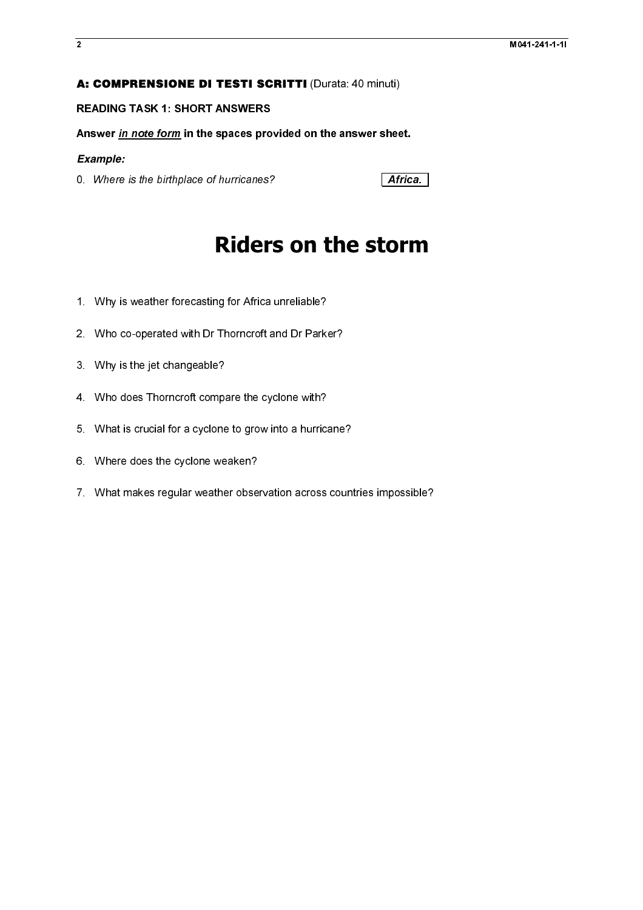**A: COMPRENSIONE DI TESTI SCRITTI** (Durata: 40 minuti)

**READING TASK 1: SHORT ANSWERS**

**Answer *in note form* in the spaces provided on the answer sheet.**

***Example:***

0. *Where is the birthplace of hurricanes?* **_Africa._**

# Riders on the storm

1. Why is weather forecasting for Africa unreliable?

2. Who co-operated with Dr Thorncroft and Dr Parker?

3. Why is the jet changeable?

4. Who does Thorncroft compare the cyclone with?

5. What is crucial for a cyclone to grow into a hurricane?

6. Where does the cyclone weaken?

7. What makes regular weather observation across countries impossible?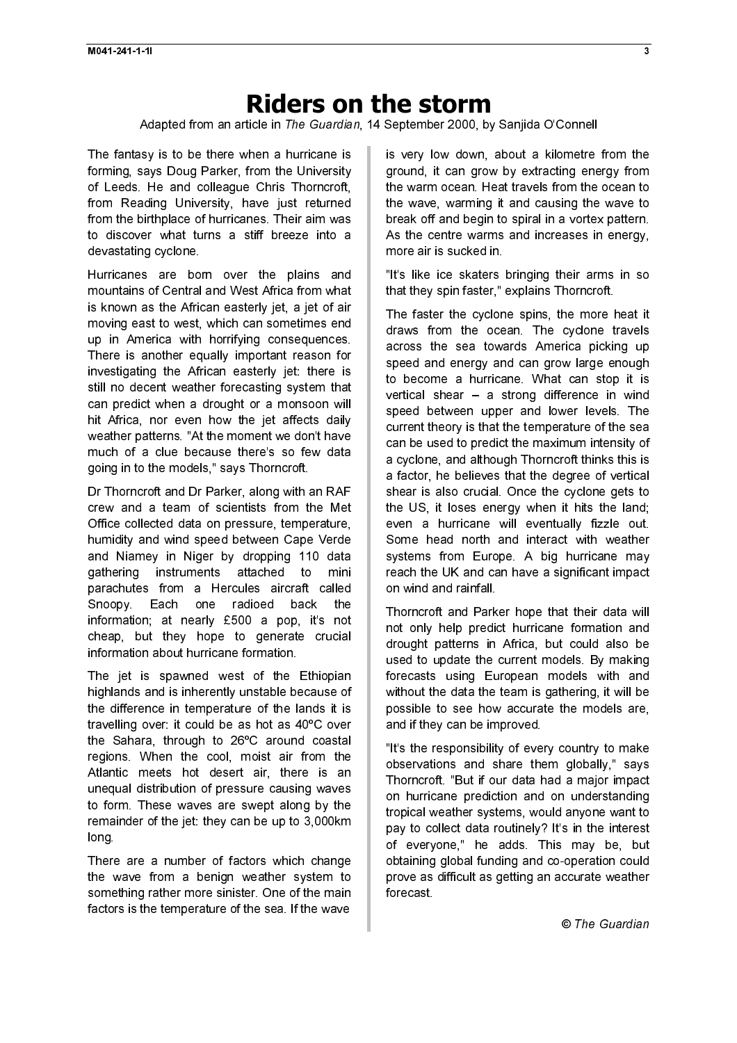# Riders on the storm

Adapted from an article in *The Guardian*, 14 September 2000, by Sanjida O'Connell

The fantasy is to be there when a hurricane is forming, says Doug Parker, from the University of Leeds. He and colleague Chris Thorncroft, from Reading University, have just returned from the birthplace of hurricanes. Their aim was to discover what turns a stiff breeze into a devastating cyclone.

Hurricanes are born over the plains and mountains of Central and West Africa from what is known as the African easterly jet, a jet of air moving east to west, which can sometimes end up in America with horrifying consequences. There is another equally important reason for investigating the African easterly jet: there is still no decent weather forecasting system that can predict when a drought or a monsoon will hit Africa, nor even how the jet affects daily weather patterns. "At the moment we don't have much of a clue because there's so few data going in to the models," says Thorncroft.

Dr Thorncroft and Dr Parker, along with an RAF crew and a team of scientists from the Met Office collected data on pressure, temperature, humidity and wind speed between Cape Verde and Niamey in Niger by dropping 110 data gathering instruments attached to mini parachutes from a Hercules aircraft called Snoopy. Each one radioed back the information; at nearly £500 a pop, it's not cheap, but they hope to generate crucial information about hurricane formation.

The jet is spawned west of the Ethiopian highlands and is inherently unstable because of the difference in temperature of the lands it is travelling over: it could be as hot as 40ºC over the Sahara, through to 26ºC around coastal regions. When the cool, moist air from the Atlantic meets hot desert air, there is an unequal distribution of pressure causing waves to form. These waves are swept along by the remainder of the jet: they can be up to 3,000km long.

There are a number of factors which change the wave from a benign weather system to something rather more sinister. One of the main factors is the temperature of the sea. If the wave is very low down, about a kilometre from the ground, it can grow by extracting energy from the warm ocean. Heat travels from the ocean to the wave, warming it and causing the wave to break off and begin to spiral in a vortex pattern. As the centre warms and increases in energy, more air is sucked in.

"It's like ice skaters bringing their arms in so that they spin faster," explains Thorncroft.

The faster the cyclone spins, the more heat it draws from the ocean. The cyclone travels across the sea towards America picking up speed and energy and can grow large enough to become a hurricane. What can stop it is vertical shear – a strong difference in wind speed between upper and lower levels. The current theory is that the temperature of the sea can be used to predict the maximum intensity of a cyclone, and although Thorncroft thinks this is a factor, he believes that the degree of vertical shear is also crucial. Once the cyclone gets to the US, it loses energy when it hits the land; even a hurricane will eventually fizzle out. Some head north and interact with weather systems from Europe. A big hurricane may reach the UK and can have a significant impact on wind and rainfall.

Thorncroft and Parker hope that their data will not only help predict hurricane formation and drought patterns in Africa, but could also be used to update the current models. By making forecasts using European models with and without the data the team is gathering, it will be possible to see how accurate the models are, and if they can be improved.

"It's the responsibility of every country to make observations and share them globally," says Thorncroft. "But if our data had a major impact on hurricane prediction and on understanding tropical weather systems, would anyone want to pay to collect data routinely? It's in the interest of everyone," he adds. This may be, but obtaining global funding and co-operation could prove as difficult as getting an accurate weather forecast.

© *The Guardian*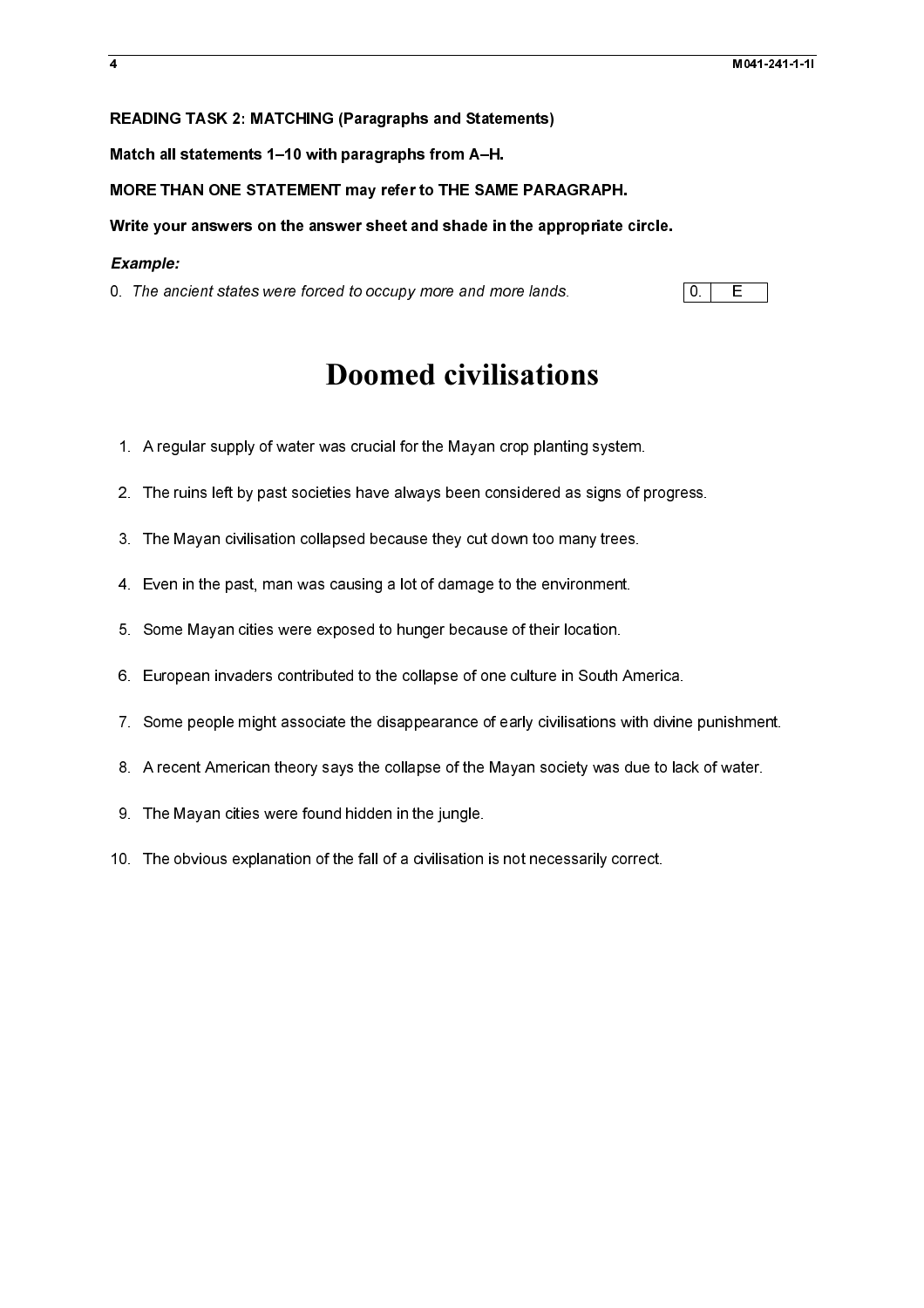**READING TASK 2: MATCHING (Paragraphs and Statements)**

**Match all statements 1–10 with paragraphs from A–H.**

**MORE THAN ONE STATEMENT may refer to THE SAME PARAGRAPH.**

**Write your answers on the answer sheet and shade in the appropriate circle.**

***Example:***

0. *The ancient states were forced to occupy more and more lands.*

| 0. | E |
|---|---|

# Doomed civilisations

1. A regular supply of water was crucial for the Mayan crop planting system.
2. The ruins left by past societies have always been considered as signs of progress.
3. The Mayan civilisation collapsed because they cut down too many trees.
4. Even in the past, man was causing a lot of damage to the environment.
5. Some Mayan cities were exposed to hunger because of their location.
6. European invaders contributed to the collapse of one culture in South America.
7. Some people might associate the disappearance of early civilisations with divine punishment.
8. A recent American theory says the collapse of the Mayan society was due to lack of water.
9. The Mayan cities were found hidden in the jungle.
10. The obvious explanation of the fall of a civilisation is not necessarily correct.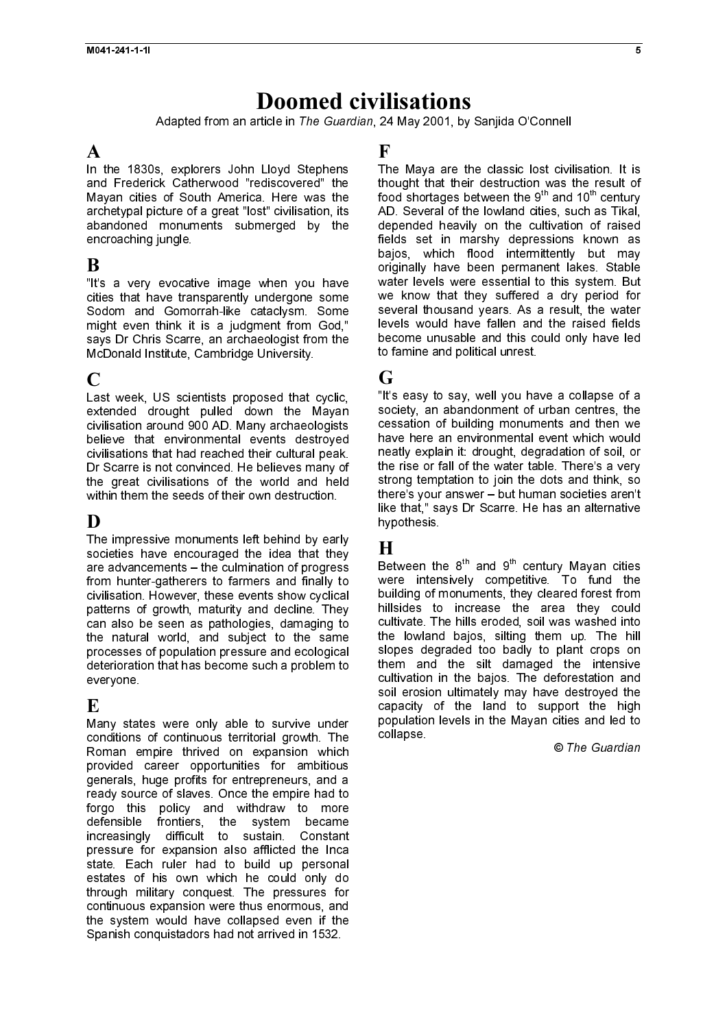# Doomed civilisations

Adapted from an article in *The Guardian*, 24 May 2001, by Sanjida O'Connell

## A

In the 1830s, explorers John Lloyd Stephens and Frederick Catherwood "rediscovered" the Mayan cities of South America. Here was the archetypal picture of a great "lost" civilisation, its abandoned monuments submerged by the encroaching jungle.

## B

"It's a very evocative image when you have cities that have transparently undergone some Sodom and Gomorrah-like cataclysm. Some might even think it is a judgment from God," says Dr Chris Scarre, an archaeologist from the McDonald Institute, Cambridge University.

## C

Last week, US scientists proposed that cyclic, extended drought pulled down the Mayan civilisation around 900 AD. Many archaeologists believe that environmental events destroyed civilisations that had reached their cultural peak. Dr Scarre is not convinced. He believes many of the great civilisations of the world and held within them the seeds of their own destruction.

## D

The impressive monuments left behind by early societies have encouraged the idea that they are advancements – the culmination of progress from hunter-gatherers to farmers and finally to civilisation. However, these events show cyclical patterns of growth, maturity and decline. They can also be seen as pathologies, damaging to the natural world, and subject to the same processes of population pressure and ecological deterioration that has become such a problem to everyone.

## E

Many states were only able to survive under conditions of continuous territorial growth. The Roman empire thrived on expansion which provided career opportunities for ambitious generals, huge profits for entrepreneurs, and a ready source of slaves. Once the empire had to forgo this policy and withdraw to more defensible frontiers, the system became increasingly difficult to sustain. Constant pressure for expansion also afflicted the Inca state. Each ruler had to build up personal estates of his own which he could only do through military conquest. The pressures for continuous expansion were thus enormous, and the system would have collapsed even if the Spanish conquistadors had not arrived in 1532.

## F

The Maya are the classic lost civilisation. It is thought that their destruction was the result of food shortages between the 9th and 10th century AD. Several of the lowland cities, such as Tikal, depended heavily on the cultivation of raised fields set in marshy depressions known as bajos, which flood intermittently but may originally have been permanent lakes. Stable water levels were essential to this system. But we know that they suffered a dry period for several thousand years. As a result, the water levels would have fallen and the raised fields become unusable and this could only have led to famine and political unrest.

## G

"It's easy to say, well you have a collapse of a society, an abandonment of urban centres, the cessation of building monuments and then we have here an environmental event which would neatly explain it: drought, degradation of soil, or the rise or fall of the water table. There's a very strong temptation to join the dots and think, so there's your answer – but human societies aren't like that," says Dr Scarre. He has an alternative hypothesis.

## H

Between the 8th and 9th century Mayan cities were intensively competitive. To fund the building of monuments, they cleared forest from hillsides to increase the area they could cultivate. The hills eroded, soil was washed into the lowland bajos, silting them up. The hill slopes degraded too badly to plant crops on them and the silt damaged the intensive cultivation in the bajos. The deforestation and soil erosion ultimately may have destroyed the capacity of the land to support the high population levels in the Mayan cities and led to collapse.

*© The Guardian*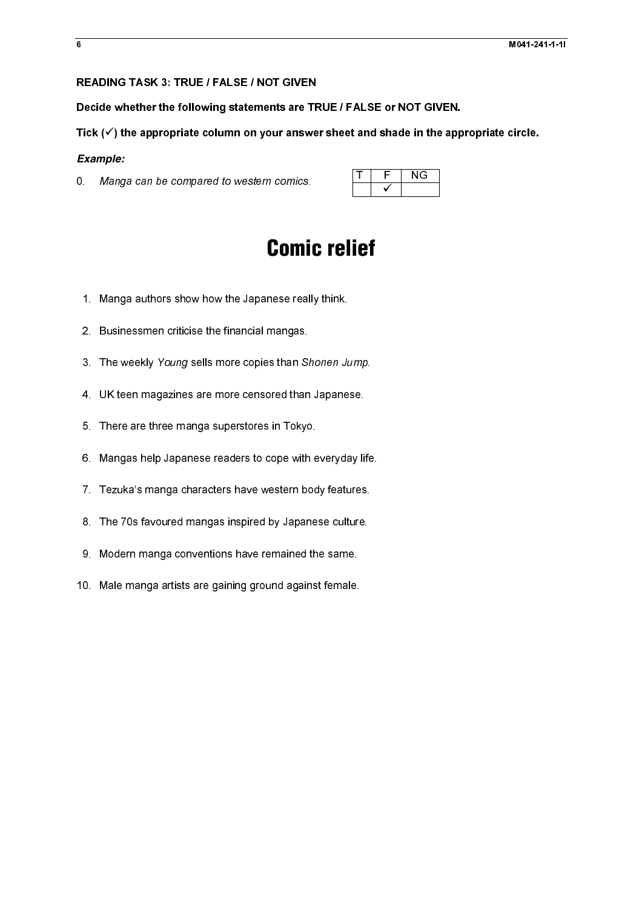**READING TASK 3: TRUE / FALSE / NOT GIVEN**

**Decide whether the following statements are TRUE / FALSE or NOT GIVEN.**

**Tick (✓) the appropriate column on your answer sheet and shade in the appropriate circle.**

***Example:***

0. *Manga can be compared to western comics.*

| T | F | NG |
|---|---|---|
| | ✓ | |

# Comic relief

1. Manga authors show how the Japanese really think.
2. Businessmen criticise the financial mangas.
3. The weekly *Young* sells more copies than *Shonen Jump*.
4. UK teen magazines are more censored than Japanese.
5. There are three manga superstores in Tokyo.
6. Mangas help Japanese readers to cope with everyday life.
7. Tezuka's manga characters have western body features.
8. The 70s favoured mangas inspired by Japanese culture.
9. Modern manga conventions have remained the same.
10. Male manga artists are gaining ground against female.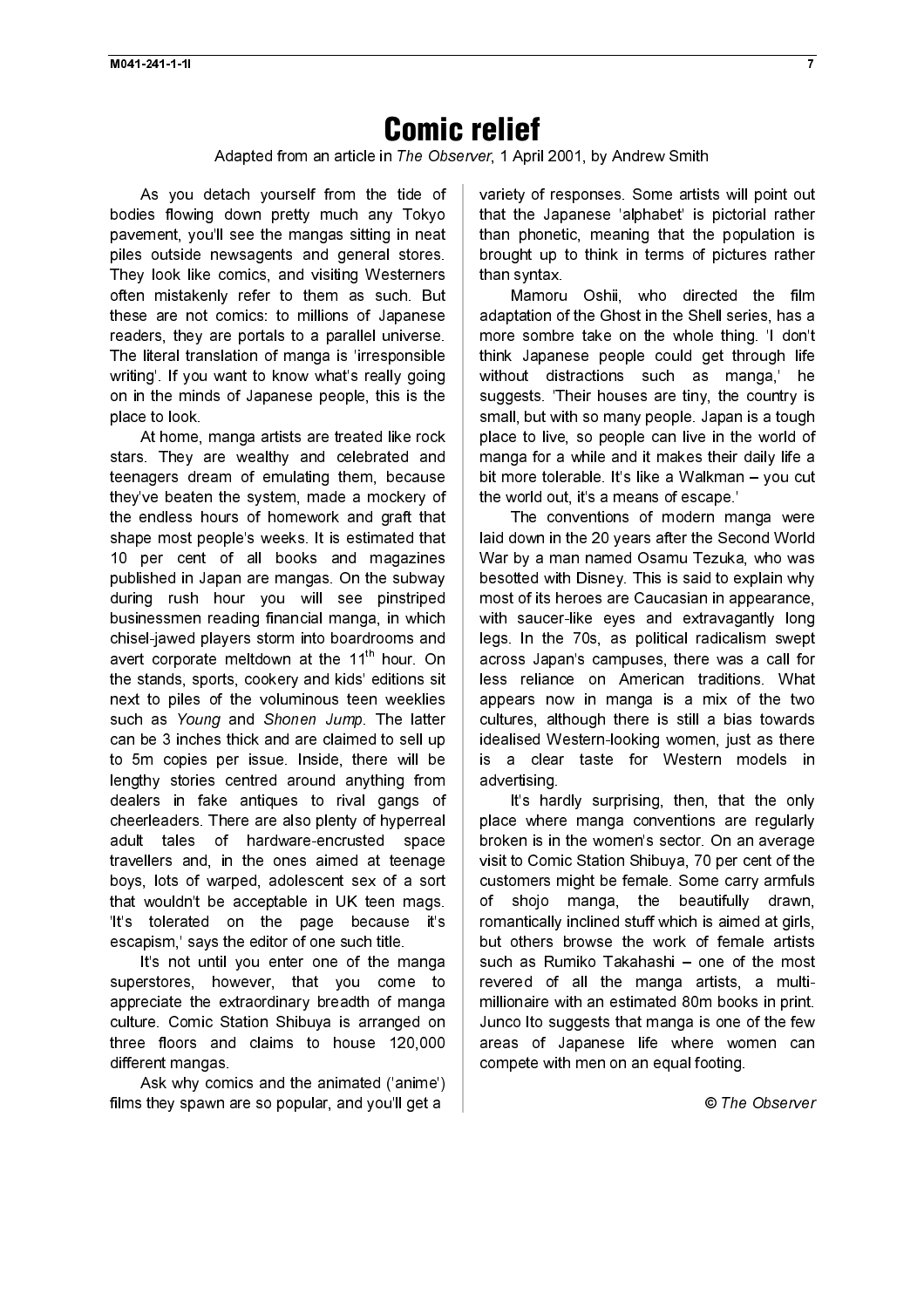# Comic relief

Adapted from an article in *The Observer*, 1 April 2001, by Andrew Smith

As you detach yourself from the tide of bodies flowing down pretty much any Tokyo pavement, you'll see the mangas sitting in neat piles outside newsagents and general stores. They look like comics, and visiting Westerners often mistakenly refer to them as such. But these are not comics: to millions of Japanese readers, they are portals to a parallel universe. The literal translation of manga is 'irresponsible writing'. If you want to know what's really going on in the minds of Japanese people, this is the place to look.

At home, manga artists are treated like rock stars. They are wealthy and celebrated and teenagers dream of emulating them, because they've beaten the system, made a mockery of the endless hours of homework and graft that shape most people's weeks. It is estimated that 10 per cent of all books and magazines published in Japan are mangas. On the subway during rush hour you will see pinstriped businessmen reading financial manga, in which chisel-jawed players storm into boardrooms and avert corporate meltdown at the 11th hour. On the stands, sports, cookery and kids' editions sit next to piles of the voluminous teen weeklies such as *Young* and *Shonen Jump*. The latter can be 3 inches thick and are claimed to sell up to 5m copies per issue. Inside, there will be lengthy stories centred around anything from dealers in fake antiques to rival gangs of cheerleaders. There are also plenty of hyperreal adult tales of hardware-encrusted space travellers and, in the ones aimed at teenage boys, lots of warped, adolescent sex of a sort that wouldn't be acceptable in UK teen mags. 'It's tolerated on the page because it's escapism,' says the editor of one such title.

It's not until you enter one of the manga superstores, however, that you come to appreciate the extraordinary breadth of manga culture. Comic Station Shibuya is arranged on three floors and claims to house 120,000 different mangas.

Ask why comics and the animated ('anime') films they spawn are so popular, and you'll get a variety of responses. Some artists will point out that the Japanese 'alphabet' is pictorial rather than phonetic, meaning that the population is brought up to think in terms of pictures rather than syntax.

Mamoru Oshii, who directed the film adaptation of the Ghost in the Shell series, has a more sombre take on the whole thing. 'I don't think Japanese people could get through life without distractions such as manga,' he suggests. 'Their houses are tiny, the country is small, but with so many people. Japan is a tough place to live, so people can live in the world of manga for a while and it makes their daily life a bit more tolerable. It's like a Walkman – you cut the world out, it's a means of escape.'

The conventions of modern manga were laid down in the 20 years after the Second World War by a man named Osamu Tezuka, who was besotted with Disney. This is said to explain why most of its heroes are Caucasian in appearance, with saucer-like eyes and extravagantly long legs. In the 70s, as political radicalism swept across Japan's campuses, there was a call for less reliance on American traditions. What appears now in manga is a mix of the two cultures, although there is still a bias towards idealised Western-looking women, just as there is a clear taste for Western models in advertising.

It's hardly surprising, then, that the only place where manga conventions are regularly broken is in the women's sector. On an average visit to Comic Station Shibuya, 70 per cent of the customers might be female. Some carry armfuls of shojo manga, the beautifully drawn, romantically inclined stuff which is aimed at girls, but others browse the work of female artists such as Rumiko Takahashi – one of the most revered of all the manga artists, a multi-millionaire with an estimated 80m books in print. Junco Ito suggests that manga is one of the few areas of Japanese life where women can compete with men on an equal footing.

© *The Observer*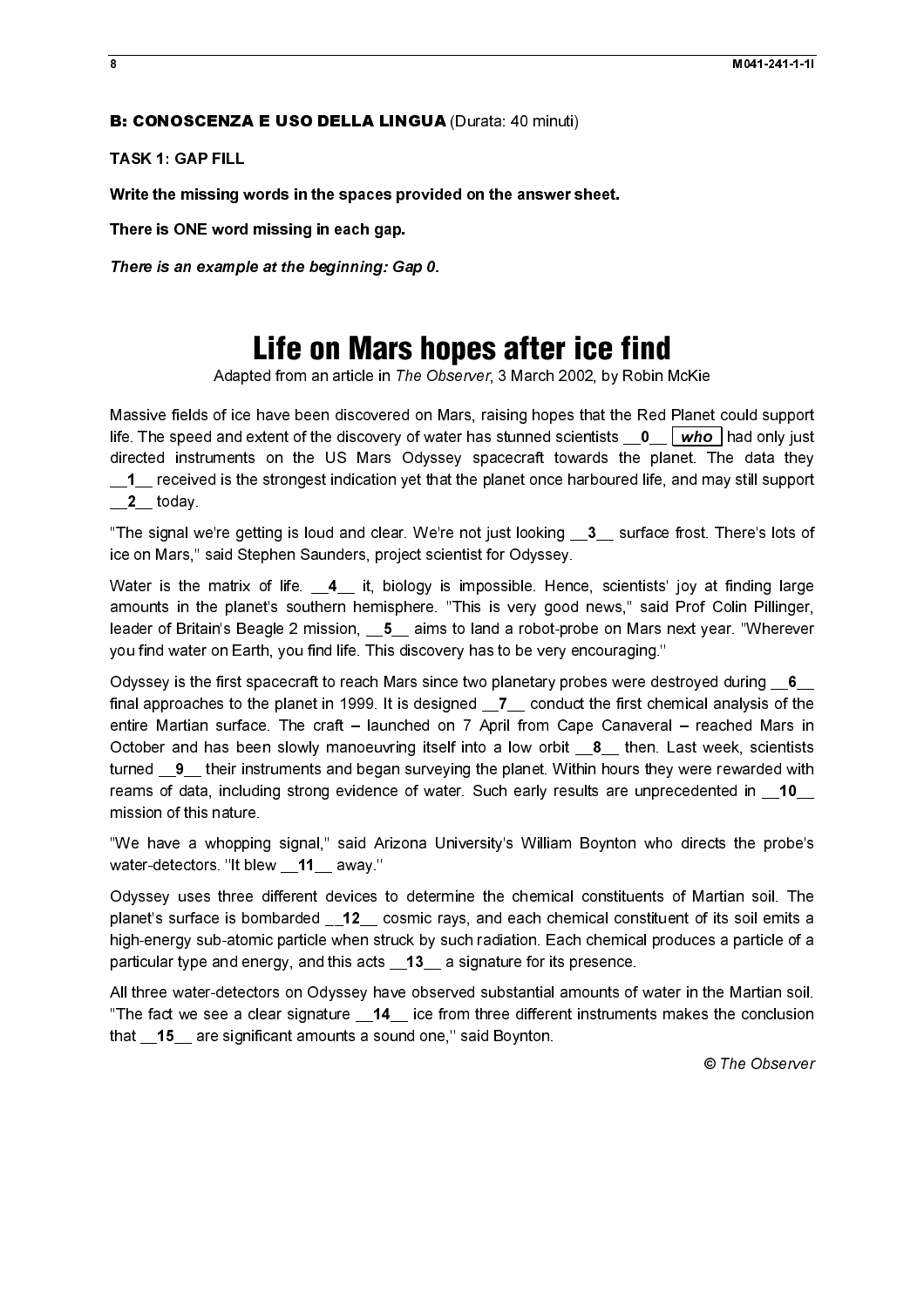**B: CONOSCENZA E USO DELLA LINGUA** (Durata: 40 minuti)

**TASK 1: GAP FILL**

**Write the missing words in the spaces provided on the answer sheet.**

**There is ONE word missing in each gap.**

***There is an example at the beginning: Gap 0.***

# Life on Mars hopes after ice find

Adapted from an article in *The Observer*, 3 March 2002, by Robin McKie

Massive fields of ice have been discovered on Mars, raising hopes that the Red Planet could support life. The speed and extent of the discovery of water has stunned scientists __**0**__ ***who*** had only just directed instruments on the US Mars Odyssey spacecraft towards the planet. The data they __**1**__ received is the strongest indication yet that the planet once harboured life, and may still support __**2**__ today.

"The signal we're getting is loud and clear. We're not just looking __**3**__ surface frost. There's lots of ice on Mars," said Stephen Saunders, project scientist for Odyssey.

Water is the matrix of life. __**4**__ it, biology is impossible. Hence, scientists' joy at finding large amounts in the planet's southern hemisphere. "This is very good news," said Prof Colin Pillinger, leader of Britain's Beagle 2 mission, __**5**__ aims to land a robot-probe on Mars next year. "Wherever you find water on Earth, you find life. This discovery has to be very encouraging."

Odyssey is the first spacecraft to reach Mars since two planetary probes were destroyed during __**6**__ final approaches to the planet in 1999. It is designed __**7**__ conduct the first chemical analysis of the entire Martian surface. The craft – launched on 7 April from Cape Canaveral – reached Mars in October and has been slowly manoeuvring itself into a low orbit __**8**__ then. Last week, scientists turned __**9**__ their instruments and began surveying the planet. Within hours they were rewarded with reams of data, including strong evidence of water. Such early results are unprecedented in __**10**__ mission of this nature.

"We have a whopping signal," said Arizona University's William Boynton who directs the probe's water-detectors. "It blew __**11**__ away."

Odyssey uses three different devices to determine the chemical constituents of Martian soil. The planet's surface is bombarded __**12**__ cosmic rays, and each chemical constituent of its soil emits a high-energy sub-atomic particle when struck by such radiation. Each chemical produces a particle of a particular type and energy, and this acts __**13**__ a signature for its presence.

All three water-detectors on Odyssey have observed substantial amounts of water in the Martian soil. "The fact we see a clear signature __**14**__ ice from three different instruments makes the conclusion that __**15**__ are significant amounts a sound one," said Boynton.

© *The Observer*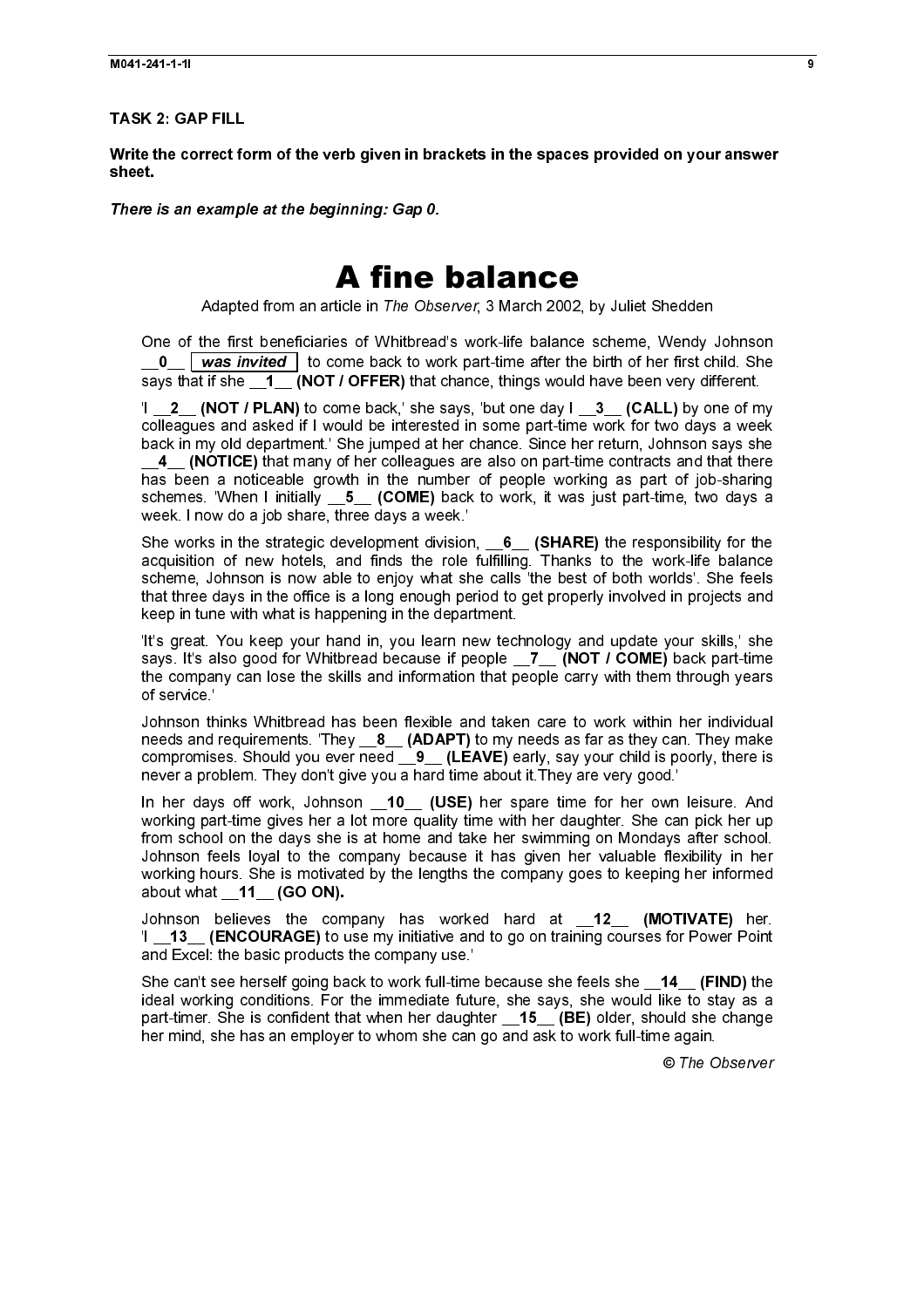**TASK 2: GAP FILL**

**Write the correct form of the verb given in brackets in the spaces provided on your answer sheet.**

***There is an example at the beginning: Gap 0.***

# A fine balance

Adapted from an article in *The Observer*, 3 March 2002, by Juliet Shedden

One of the first beneficiaries of Whitbread's work-life balance scheme, Wendy Johnson __**0**__ ***was invited*** to come back to work part-time after the birth of her first child. She says that if she __**1**__ **(NOT / OFFER)** that chance, things would have been very different.

'I __**2**__ **(NOT / PLAN)** to come back,' she says, 'but one day I __**3**__ **(CALL)** by one of my colleagues and asked if I would be interested in some part-time work for two days a week back in my old department.' She jumped at her chance. Since her return, Johnson says she __**4**__ **(NOTICE)** that many of her colleagues are also on part-time contracts and that there has been a noticeable growth in the number of people working as part of job-sharing schemes. 'When I initially __**5**__ **(COME)** back to work, it was just part-time, two days a week. I now do a job share, three days a week.'

She works in the strategic development division, __**6**__ **(SHARE)** the responsibility for the acquisition of new hotels, and finds the role fulfilling. Thanks to the work-life balance scheme, Johnson is now able to enjoy what she calls 'the best of both worlds'. She feels that three days in the office is a long enough period to get properly involved in projects and keep in tune with what is happening in the department.

'It's great. You keep your hand in, you learn new technology and update your skills,' she says. It's also good for Whitbread because if people __**7**__ **(NOT / COME)** back part-time the company can lose the skills and information that people carry with them through years of service.'

Johnson thinks Whitbread has been flexible and taken care to work within her individual needs and requirements. 'They __**8**__ **(ADAPT)** to my needs as far as they can. They make compromises. Should you ever need __**9**__ **(LEAVE)** early, say your child is poorly, there is never a problem. They don't give you a hard time about it.They are very good.'

In her days off work, Johnson __**10**__ **(USE)** her spare time for her own leisure. And working part-time gives her a lot more quality time with her daughter. She can pick her up from school on the days she is at home and take her swimming on Mondays after school. Johnson feels loyal to the company because it has given her valuable flexibility in her working hours. She is motivated by the lengths the company goes to keeping her informed about what __**11**__ **(GO ON).**

Johnson believes the company has worked hard at __**12**__ **(MOTIVATE)** her. 'I __**13**__ **(ENCOURAGE)** to use my initiative and to go on training courses for Power Point and Excel: the basic products the company use.'

She can't see herself going back to work full-time because she feels she __**14**__ **(FIND)** the ideal working conditions. For the immediate future, she says, she would like to stay as a part-timer. She is confident that when her daughter __**15**__ **(BE)** older, should she change her mind, she has an employer to whom she can go and ask to work full-time again.

© *The Observer*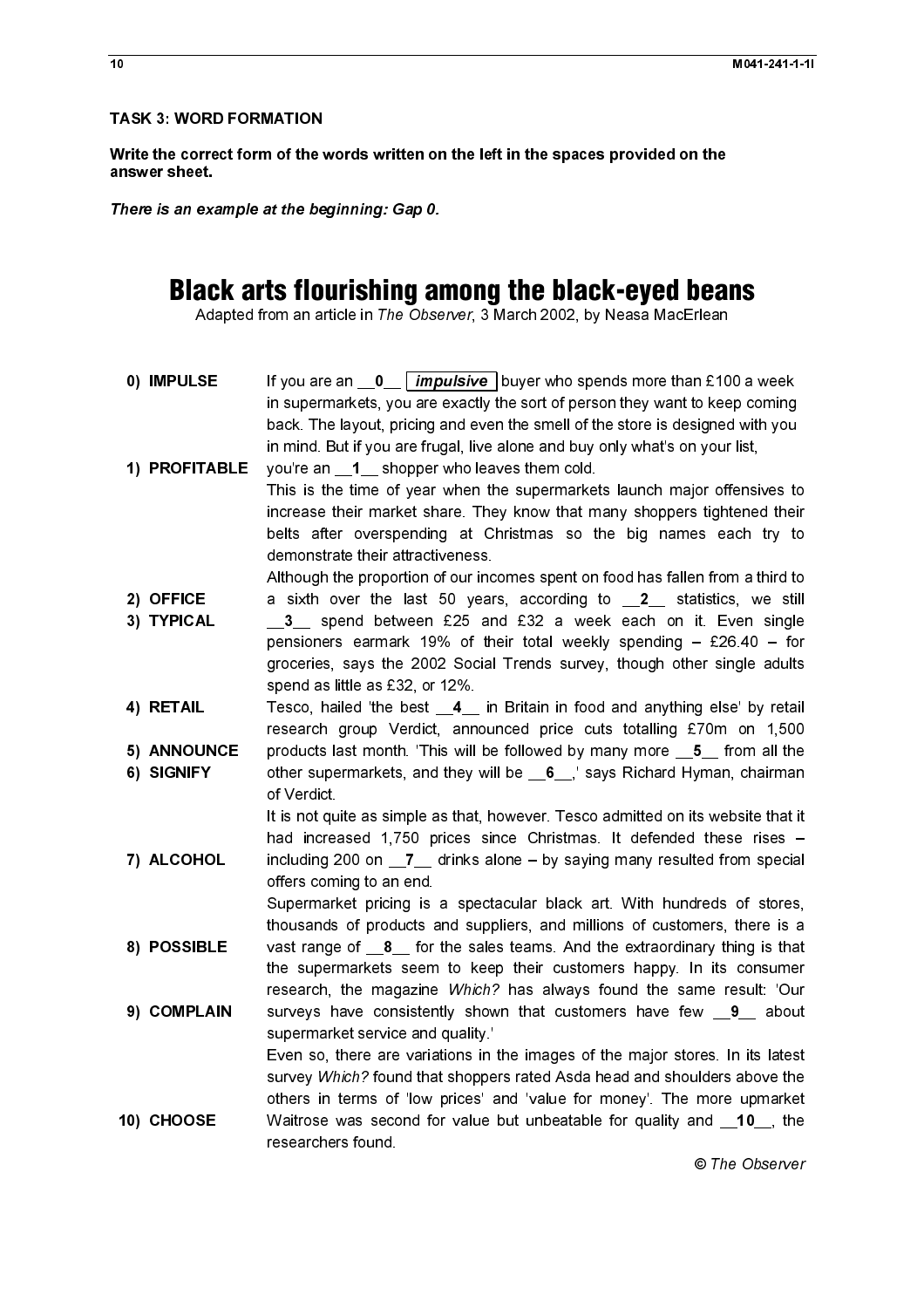## TASK 3: WORD FORMATION

**Write the correct form of the words written on the left in the spaces provided on the answer sheet.**

***There is an example at the beginning: Gap 0.***

# Black arts flourishing among the black-eyed beans

Adapted from an article in *The Observer*, 3 March 2002, by Neasa MacErlean

| | |
|---|---|
| **0) IMPULSE** | If you are an __**0**__ ***impulsive*** buyer who spends more than £100 a week in supermarkets, you are exactly the sort of person they want to keep coming back. The layout, pricing and even the smell of the store is designed with you in mind. But if you are frugal, live alone and buy only what's on your list, |
| **1) PROFITABLE** | you're an __**1**__ shopper who leaves them cold. |
| | This is the time of year when the supermarkets launch major offensives to increase their market share. They know that many shoppers tightened their belts after overspending at Christmas so the big names each try to demonstrate their attractiveness. |
| | Although the proportion of our incomes spent on food has fallen from a third to |
| **2) OFFICE** | a sixth over the last 50 years, according to __**2**__ statistics, we still |
| **3) TYPICAL** | __**3**__ spend between £25 and £32 a week each on it. Even single pensioners earmark 19% of their total weekly spending – £26.40 – for groceries, says the 2002 Social Trends survey, though other single adults spend as little as £32, or 12%. |
| **4) RETAIL** | Tesco, hailed 'the best __**4**__ in Britain in food and anything else' by retail research group Verdict, announced price cuts totalling £70m on 1,500 |
| **5) ANNOUNCE** | products last month. 'This will be followed by many more __**5**__ from all the |
| **6) SIGNIFY** | other supermarkets, and they will be __**6**__,' says Richard Hyman, chairman of Verdict. |
| | It is not quite as simple as that, however. Tesco admitted on its website that it had increased 1,750 prices since Christmas. It defended these rises – |
| **7) ALCOHOL** | including 200 on __**7**__ drinks alone – by saying many resulted from special offers coming to an end. |
| | Supermarket pricing is a spectacular black art. With hundreds of stores, thousands of products and suppliers, and millions of customers, there is a |
| **8) POSSIBLE** | vast range of __**8**__ for the sales teams. And the extraordinary thing is that the supermarkets seem to keep their customers happy. In its consumer research, the magazine *Which?* has always found the same result: 'Our |
| **9) COMPLAIN** | surveys have consistently shown that customers have few __**9**__ about supermarket service and quality.' |
| | Even so, there are variations in the images of the major stores. In its latest survey *Which?* found that shoppers rated Asda head and shoulders above the others in terms of 'low prices' and 'value for money'. The more upmarket |
| **10) CHOOSE** | Waitrose was second for value but unbeatable for quality and __**10**__, the researchers found. |

© *The Observer*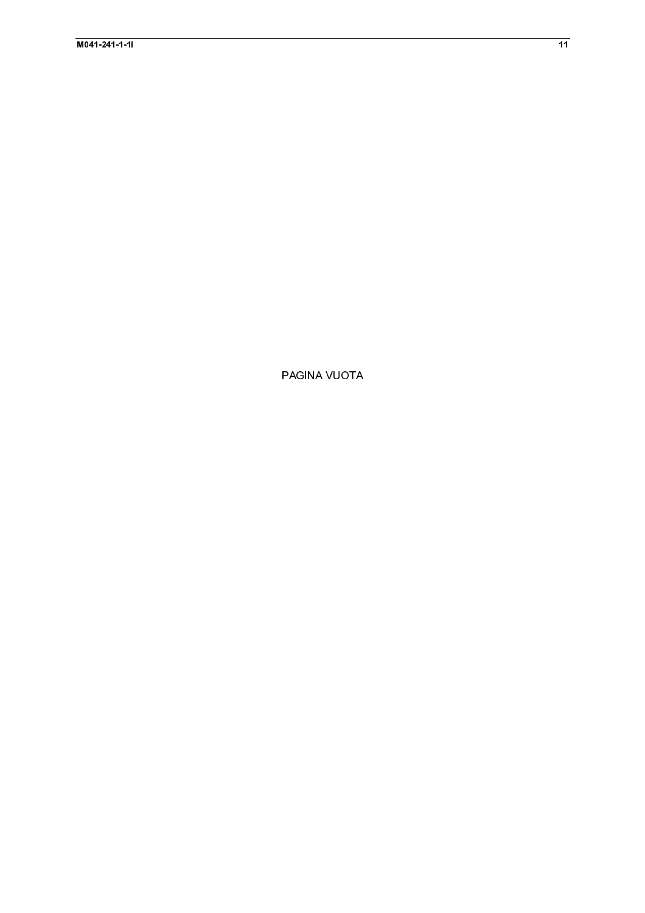PAGINA VUOTA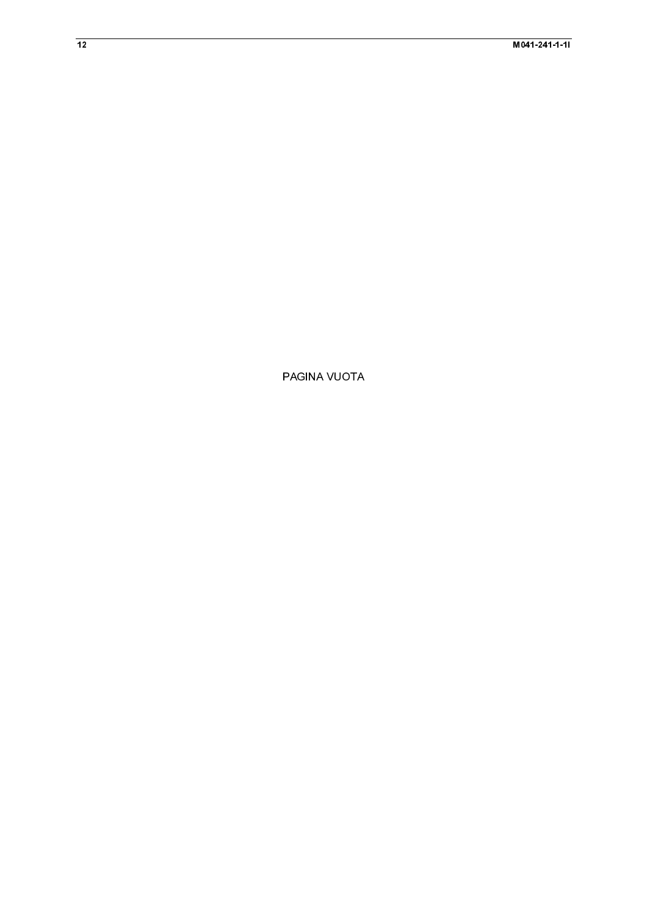PAGINA VUOTA